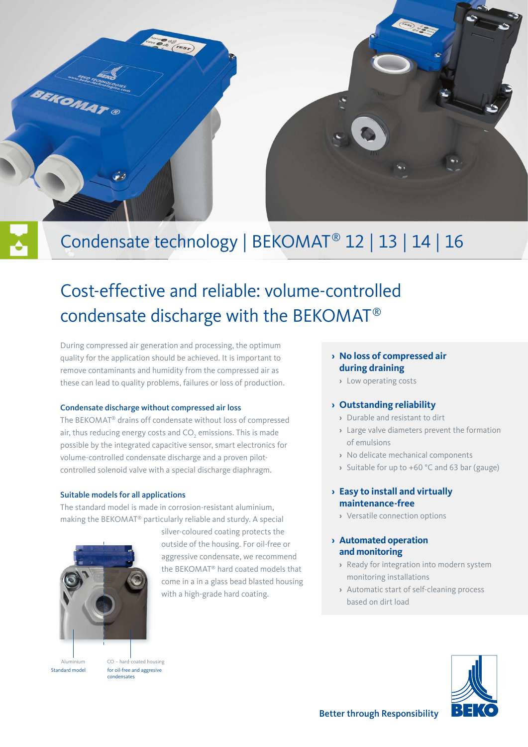# Condensate technology | BEKOMAT® 12 | 13 | 14 | 16

## Cost-effective and reliable: volume-controlled condensate discharge with the BEKOMAT®

During compressed air generation and processing, the optimum quality for the application should be achieved. It is important to remove contaminants and humidity from the compressed air as these can lead to quality problems, failures or loss of production.

### Condensate discharge without compressed air loss

The BEKOMAT® drains off condensate without loss of compressed air, thus reducing energy costs and $CO_2$ emissions. This is made possible by the integrated capacitive sensor, smart electronics for volume-controlled condensate discharge and a proven pilot-controlled solenoid valve with a special discharge diaphragm.

### Suitable models for all applications

The standard model is made in corrosion-resistant aluminium, making the BEKOMAT® particularly reliable and sturdy. A special silver-coloured coating protects the outside of the housing. For oil-free or aggressive condensate, we recommend the BEKOMAT® hard coated models that come in a in a glass bead blasted housing with a high-grade hard coating.

Aluminium
Standard model

CO – hard-coated housing
for oil-free and aggressive condensates

### › No loss of compressed air during draining

- › Low operating costs

### › Outstanding reliability

- › Durable and resistant to dirt
- › Large valve diameters prevent the formation of emulsions
- › No delicate mechanical components
- › Suitable for up to +60 °C and 63 bar (gauge)

### › Easy to install and virtually maintenance-free

- › Versatile connection options

### › Automated operation and monitoring

- › Ready for integration into modern system monitoring installations
- › Automatic start of self-cleaning process based on dirt load

Better through Responsibility

BEKO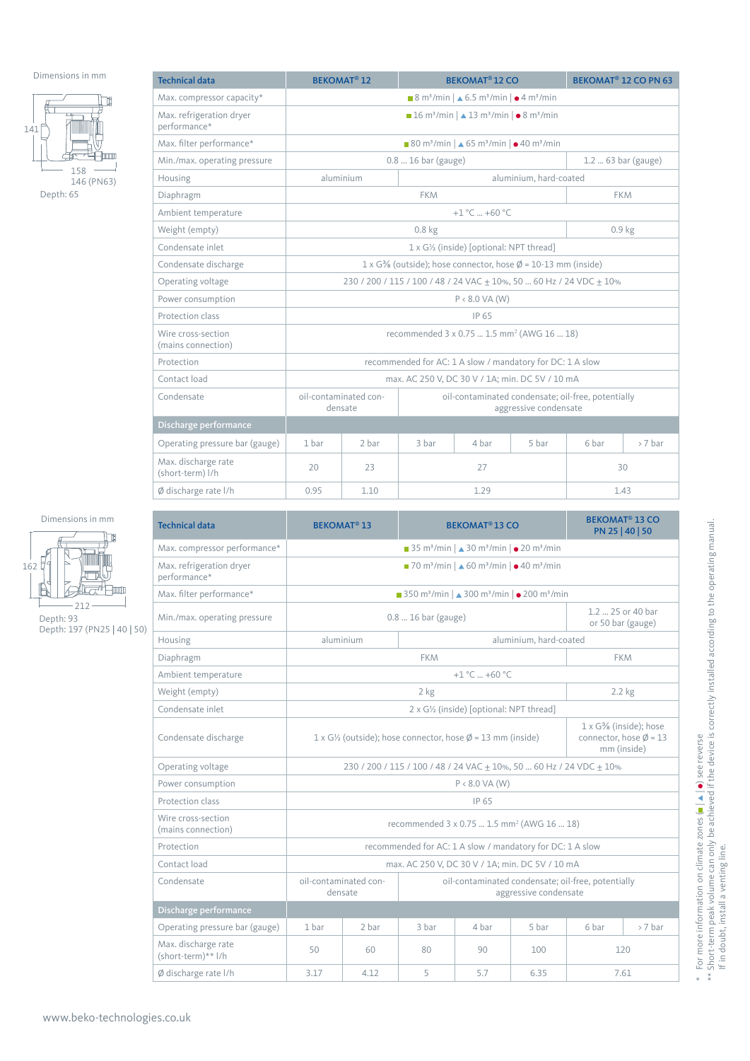Dimensions in mm

141

158

146 (PN63)

Depth: 65

| Technical data | BEKOMAT® 12 | | BEKOMAT® 12 CO | | | BEKOMAT® 12 CO PN 63 | |
|---|---|---|---|---|---|---|---|
| Max. compressor capacity* | ■ 8 m³/min \| ▲ 6.5 m³/min \| ● 4 m³/min | | | | | | |
| Max. refrigeration dryer performance* | ■ 16 m³/min \| ▲ 13 m³/min \| ● 8 m³/min | | | | | | |
| Max. filter performance* | ■ 80 m³/min \| ▲ 65 m³/min \| ● 40 m³/min | | | | | | |
| Min./max. operating pressure | 0.8 ... 16 bar (gauge) | | | | | 1.2 ... 63 bar (gauge) | |
| Housing | aluminium | | aluminium, hard-coated | | | | |
| Diaphragm | FKM | | | | | FKM | |
| Ambient temperature | +1 °C ... +60 °C | | | | | | |
| Weight (empty) | 0.8 kg | | | | | 0.9 kg | |
| Condensate inlet | 1 x G½ (inside) [optional: NPT thread] | | | | | | |
| Condensate discharge | 1 x G⅜ (outside); hose connector, hose Ø = 10-13 mm (inside) | | | | | | |
| Operating voltage | 230 / 200 / 115 / 100 / 48 / 24 VAC ± 10%, 50 ... 60 Hz / 24 VDC ± 10% | | | | | | |
| Power consumption | P < 8.0 VA (W) | | | | | | |
| Protection class | IP 65 | | | | | | |
| Wire cross-section (mains connection) | recommended 3 x 0.75 ... 1.5 mm² (AWG 16 ... 18) | | | | | | |
| Protection | recommended for AC: 1 A slow / mandatory for DC: 1 A slow | | | | | | |
| Contact load | max. AC 250 V, DC 30 V / 1A; min. DC 5V / 10 mA | | | | | | |
| Condensate | oil-contaminated condensate | | oil-contaminated condensate; oil-free, potentially aggressive condensate | | | | |
| **Discharge performance** | | | | | | | |
| Operating pressure bar (gauge) | 1 bar | 2 bar | 3 bar | 4 bar | 5 bar | 6 bar | > 7 bar |
| Max. discharge rate (short-term) l/h | 20 | 23 | 27 | | | 30 | |
| Ø discharge rate l/h | 0.95 | 1.10 | 1.29 | | | 1.43 | |

Dimensions in mm

162

212

Depth: 93

Depth: 197 (PN25 | 40 | 50)

| Technical data | BEKOMAT® 13 | | BEKOMAT® 13 CO | | | BEKOMAT® 13 CO PN 25 \| 40 \| 50 | |
|---|---|---|---|---|---|---|---|
| Max. compressor performance* | ■ 35 m³/min \| ▲ 30 m³/min \| ● 20 m³/min | | | | | | |
| Max. refrigeration dryer performance* | ■ 70 m³/min \| ▲ 60 m³/min \| ● 40 m³/min | | | | | | |
| Max. filter performance* | ■ 350 m³/min \| ▲ 300 m³/min \| ● 200 m³/min | | | | | | |
| Min./max. operating pressure | 0.8 ... 16 bar (gauge) | | | | | 1.2 ... 25 or 40 bar or 50 bar (gauge) | |
| Housing | aluminium | | aluminium, hard-coated | | | | |
| Diaphragm | FKM | | | | | FKM | |
| Ambient temperature | +1 °C ... +60 °C | | | | | | |
| Weight (empty) | 2 kg | | | | | 2.2 kg | |
| Condensate inlet | 2 x G½ (inside) [optional: NPT thread] | | | | | | |
| Condensate discharge | 1 x G½ (outside); hose connector, hose Ø = 13 mm (inside) | | | | | 1 x G⅜ (inside); hose connector, hose Ø = 13 mm (inside) | |
| Operating voltage | 230 / 200 / 115 / 100 / 48 / 24 VAC ± 10%, 50 ... 60 Hz / 24 VDC ± 10% | | | | | | |
| Power consumption | P < 8.0 VA (W) | | | | | | |
| Protection class | IP 65 | | | | | | |
| Wire cross-section (mains connection) | recommended 3 x 0.75 ... 1.5 mm² (AWG 16 ... 18) | | | | | | |
| Protection | recommended for AC: 1 A slow / mandatory for DC: 1 A slow | | | | | | |
| Contact load | max. AC 250 V, DC 30 V / 1A; min. DC 5V / 10 mA | | | | | | |
| Condensate | oil-contaminated condensate | | oil-contaminated condensate; oil-free, potentially aggressive condensate | | | | |
| **Discharge performance** | | | | | | | |
| Operating pressure bar (gauge) | 1 bar | 2 bar | 3 bar | 4 bar | 5 bar | 6 bar | > 7 bar |
| Max. discharge rate (short-term)** l/h | 50 | 60 | 80 | 90 | 100 | 120 | |
| Ø discharge rate l/h | 3.17 | 4.12 | 5 | 5.7 | 6.35 | 7.61 | |

\* For more information on climate zones (■ | ▲ | ●) see reverse

** Short-term peak volume can only be achieved if the device is correctly installed according to the operating manual. If in doubt, install a venting line.

www.beko-technologies.co.uk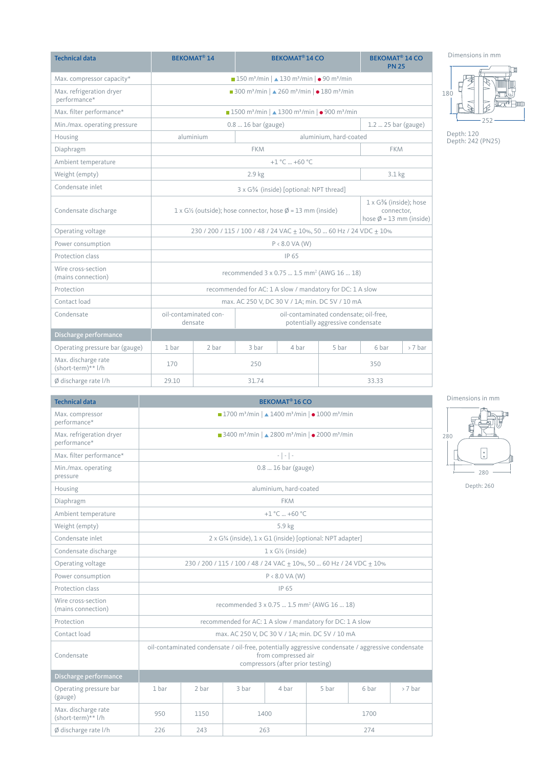| Technical data | BEKOMAT® 14 | | BEKOMAT® 14 CO | | | BEKOMAT® 14 CO PN 25 | |
|---|---|---|---|---|---|---|---|
| Max. compressor capacity* | ■ 150 m³/min \| ▲ 130 m³/min \| ● 90 m³/min | | | | | | |
| Max. refrigeration dryer performance* | ■ 300 m³/min \| ▲ 260 m³/min \| ● 180 m³/min | | | | | | |
| Max. filter performance* | ■ 1500 m³/min \| ▲ 1300 m³/min \| ● 900 m³/min | | | | | | |
| Min./max. operating pressure | 0.8 ... 16 bar (gauge) | | | | | 1.2 ... 25 bar (gauge) | |
| Housing | aluminium | | aluminium, hard-coated | | | | |
| Diaphragm | FKM | | | | | FKM | |
| Ambient temperature | +1 °C ... +60 °C | | | | | | |
| Weight (empty) | 2.9 kg | | | | | 3.1 kg | |
| Condensate inlet | 3 x G¾ (inside) [optional: NPT thread] | | | | | | |
| Condensate discharge | 1 x G½ (outside); hose connector, hose Ø = 13 mm (inside) | | | | | 1 x G⅜ (inside); hose connector, hose Ø = 13 mm (inside) | |
| Operating voltage | 230 / 200 / 115 / 100 / 48 / 24 VAC ± 10%, 50 ... 60 Hz / 24 VDC ± 10% | | | | | | |
| Power consumption | P < 8.0 VA (W) | | | | | | |
| Protection class | IP 65 | | | | | | |
| Wire cross-section (mains connection) | recommended 3 x 0.75 ... 1.5 mm² (AWG 16 ... 18) | | | | | | |
| Protection | recommended for AC: 1 A slow / mandatory for DC: 1 A slow | | | | | | |
| Contact load | max. AC 250 V, DC 30 V / 1A; min. DC 5V / 10 mA | | | | | | |
| Condensate | oil-contaminated condensate | | oil-contaminated condensate; oil-free, potentially aggressive condensate | | | | |
| **Discharge performance** | | | | | | | |
| Operating pressure bar (gauge) | 1 bar | 2 bar | 3 bar | 4 bar | 5 bar | 6 bar | > 7 bar |
| Max. discharge rate (short-term)** l/h | 170 | 250 | | | 350 | | |
| Ø discharge rate l/h | 29.10 | 31.74 | | | 33.33 | | |

Dimensions in mm

180 / 252

Depth: 120
Depth: 242 (PN25)

| Technical data | BEKOMAT® 16 CO | | | | | | |
|---|---|---|---|---|---|---|---|
| Max. compressor performance* | ■ 1700 m³/min \| ▲ 1400 m³/min \| ● 1000 m³/min | | | | | | |
| Max. refrigeration dryer performance* | ■ 3400 m³/min \| ▲ 2800 m³/min \| ● 2000 m³/min | | | | | | |
| Max. filter performance* | - \| - \| - | | | | | | |
| Min./max. operating pressure | 0.8 ... 16 bar (gauge) | | | | | | |
| Housing | aluminium, hard-coated | | | | | | |
| Diaphragm | FKM | | | | | | |
| Ambient temperature | +1 °C ... +60 °C | | | | | | |
| Weight (empty) | 5.9 kg | | | | | | |
| Condensate inlet | 2 x G¾ (inside), 1 x G1 (inside) [optional: NPT adapter] | | | | | | |
| Condensate discharge | 1 x G½ (inside) | | | | | | |
| Operating voltage | 230 / 200 / 115 / 100 / 48 / 24 VAC ± 10%, 50 ... 60 Hz / 24 VDC ± 10% | | | | | | |
| Power consumption | P < 8.0 VA (W) | | | | | | |
| Protection class | IP 65 | | | | | | |
| Wire cross-section (mains connection) | recommended 3 x 0.75 ... 1.5 mm² (AWG 16 ... 18) | | | | | | |
| Protection | recommended for AC: 1 A slow / mandatory for DC: 1 A slow | | | | | | |
| Contact load | max. AC 250 V, DC 30 V / 1A; min. DC 5V / 10 mA | | | | | | |
| Condensate | oil-contaminated condensate / oil-free, potentially aggressive condensate / aggressive condensate from compressed air compressors (after prior testing) | | | | | | |
| **Discharge performance** | | | | | | | |
| Operating pressure bar (gauge) | 1 bar | 2 bar | 3 bar | 4 bar | 5 bar | 6 bar | > 7 bar |
| Max. discharge rate (short-term)** l/h | 950 | 1150 | 1400 | | 1700 | | |
| Ø discharge rate l/h | 226 | 243 | 263 | | 274 | | |

Dimensions in mm

280 / 280

Depth: 260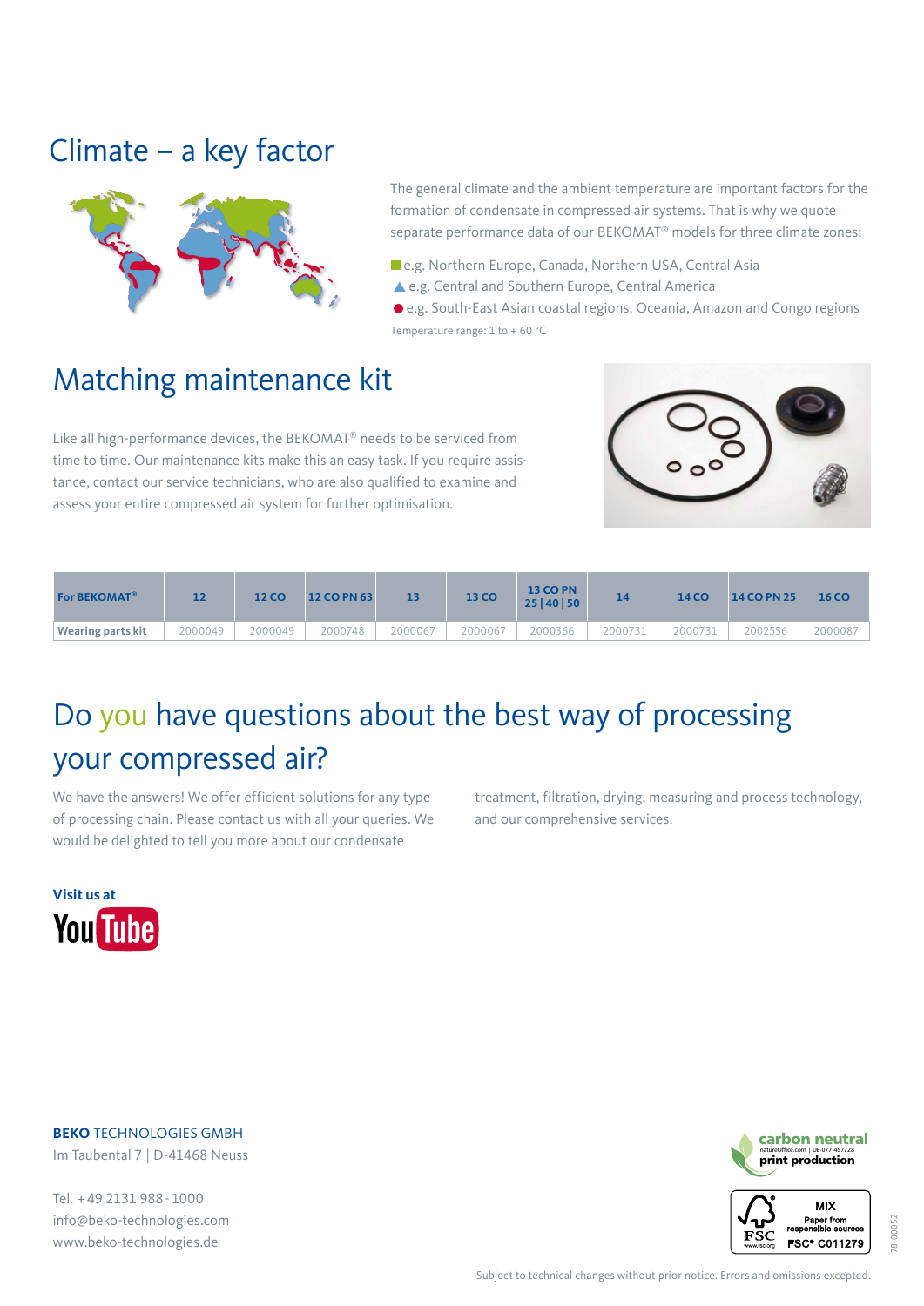## Climate – a key factor

The general climate and the ambient temperature are important factors for the formation of condensate in compressed air systems. That is why we quote separate performance data of our BEKOMAT® models for three climate zones:

- ■ e.g. Northern Europe, Canada, Northern USA, Central Asia
- ▲ e.g. Central and Southern Europe, Central America
- ● e.g. South-East Asian coastal regions, Oceania, Amazon and Congo regions

Temperature range: 1 to + 60 °C

## Matching maintenance kit

Like all high-performance devices, the BEKOMAT® needs to be serviced from time to time. Our maintenance kits make this an easy task. If you require assistance, contact our service technicians, who are also qualified to examine and assess your entire compressed air system for further optimisation.

| For BEKOMAT® | 12 | 12 CO | 12 CO PN 63 | 13 | 13 CO | 13 CO PN 25 \| 40 \| 50 | 14 | 14 CO | 14 CO PN 25 | 16 CO |
|---|---|---|---|---|---|---|---|---|---|---|
| Wearing parts kit | 2000049 | 2000049 | 2000748 | 2000067 | 2000067 | 2000366 | 2000731 | 2000731 | 2002556 | 2000087 |

## Do you have questions about the best way of processing your compressed air?

We have the answers! We offer efficient solutions for any type of processing chain. Please contact us with all your queries. We would be delighted to tell you more about our condensate treatment, filtration, drying, measuring and process technology, and our comprehensive services.

**Visit us at**

YouTube

**BEKO** TECHNOLOGIES GMBH
Im Taubental 7 | D-41468 Neuss

Tel. +49 2131 988 - 1000
info@beko-technologies.com
www.beko-technologies.de

carbon neutral
natureOffice.com | DE-077-457728
print production

MIX
Paper from responsible sources
FSC® C011279
www.fsc.org

78-00052

Subject to technical changes without prior notice. Errors and omissions excepted.